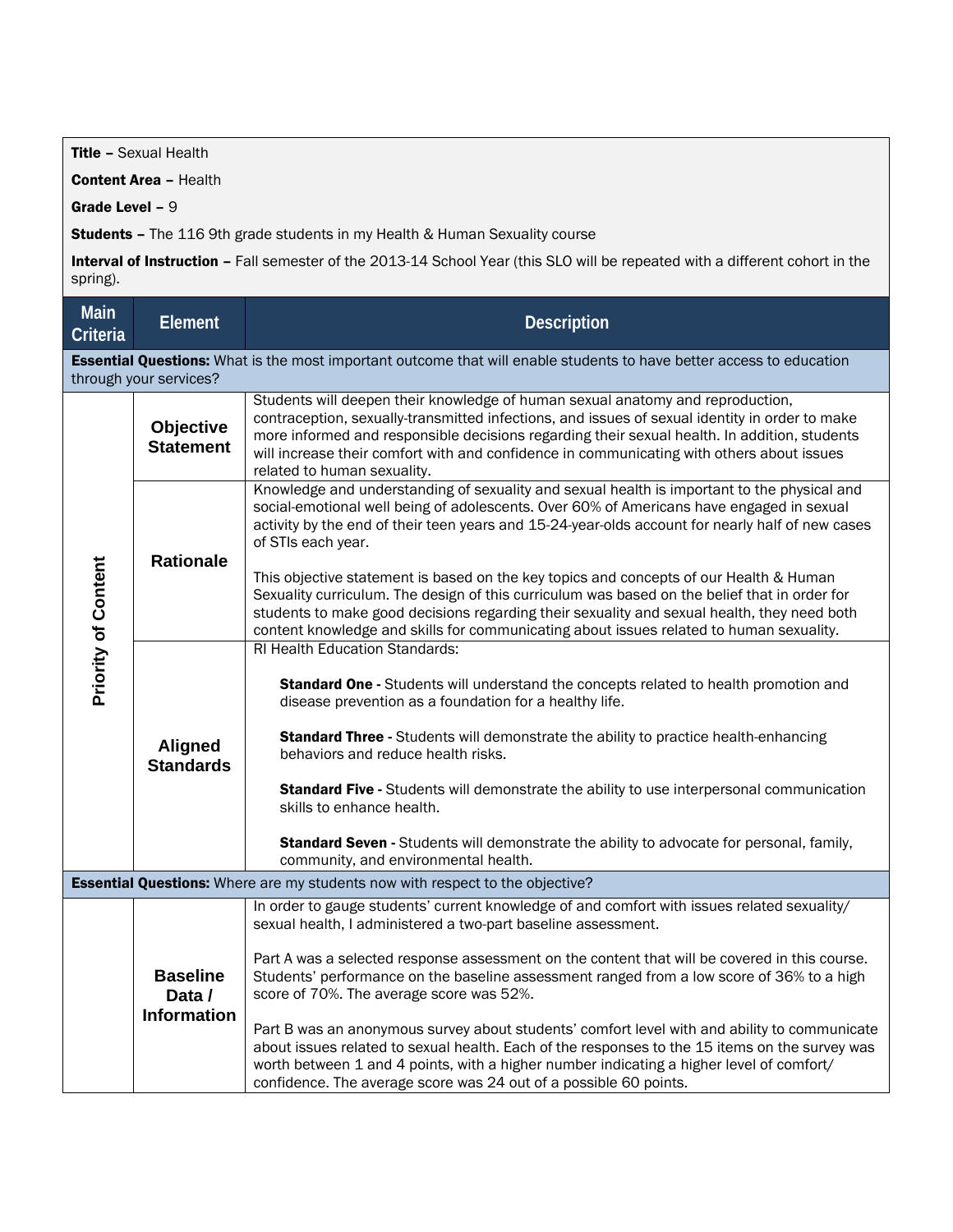**Title –** Sexual Health

**Content Area –** Health

**Grade Level –** 9

**Students –** The 116 9th grade students in my Health & Human Sexuality course

**Interval of Instruction –** Fall semester of the 2013-14 School Year (this SLO will be repeated with a different cohort in the spring).

| Main Criteria | Element | Description |
|---|---|---|
| **Essential Questions:** What is the most important outcome that will enable students to have better access to education through your services? | | |
| Priority of Content | **Objective Statement** | Students will deepen their knowledge of human sexual anatomy and reproduction, contraception, sexually-transmitted infections, and issues of sexual identity in order to make more informed and responsible decisions regarding their sexual health. In addition, students will increase their comfort with and confidence in communicating with others about issues related to human sexuality. |
| | **Rationale** | Knowledge and understanding of sexuality and sexual health is important to the physical and social-emotional well being of adolescents. Over 60% of Americans have engaged in sexual activity by the end of their teen years and 15-24-year-olds account for nearly half of new cases of STIs each year.<br><br>This objective statement is based on the key topics and concepts of our Health & Human Sexuality curriculum. The design of this curriculum was based on the belief that in order for students to make good decisions regarding their sexuality and sexual health, they need both content knowledge and skills for communicating about issues related to human sexuality. |
| | **Aligned Standards** | RI Health Education Standards:<br><br>**Standard One -** Students will understand the concepts related to health promotion and disease prevention as a foundation for a healthy life.<br><br>**Standard Three -** Students will demonstrate the ability to practice health-enhancing behaviors and reduce health risks.<br><br>**Standard Five -** Students will demonstrate the ability to use interpersonal communication skills to enhance health.<br><br>**Standard Seven -** Students will demonstrate the ability to advocate for personal, family, community, and environmental health. |
| **Essential Questions:** Where are my students now with respect to the objective? | | |
| | **Baseline Data / Information** | In order to gauge students' current knowledge of and comfort with issues related sexuality/ sexual health, I administered a two-part baseline assessment.<br><br>Part A was a selected response assessment on the content that will be covered in this course. Students' performance on the baseline assessment ranged from a low score of 36% to a high score of 70%. The average score was 52%.<br><br>Part B was an anonymous survey about students' comfort level with and ability to communicate about issues related to sexual health. Each of the responses to the 15 items on the survey was worth between 1 and 4 points, with a higher number indicating a higher level of comfort/ confidence. The average score was 24 out of a possible 60 points. |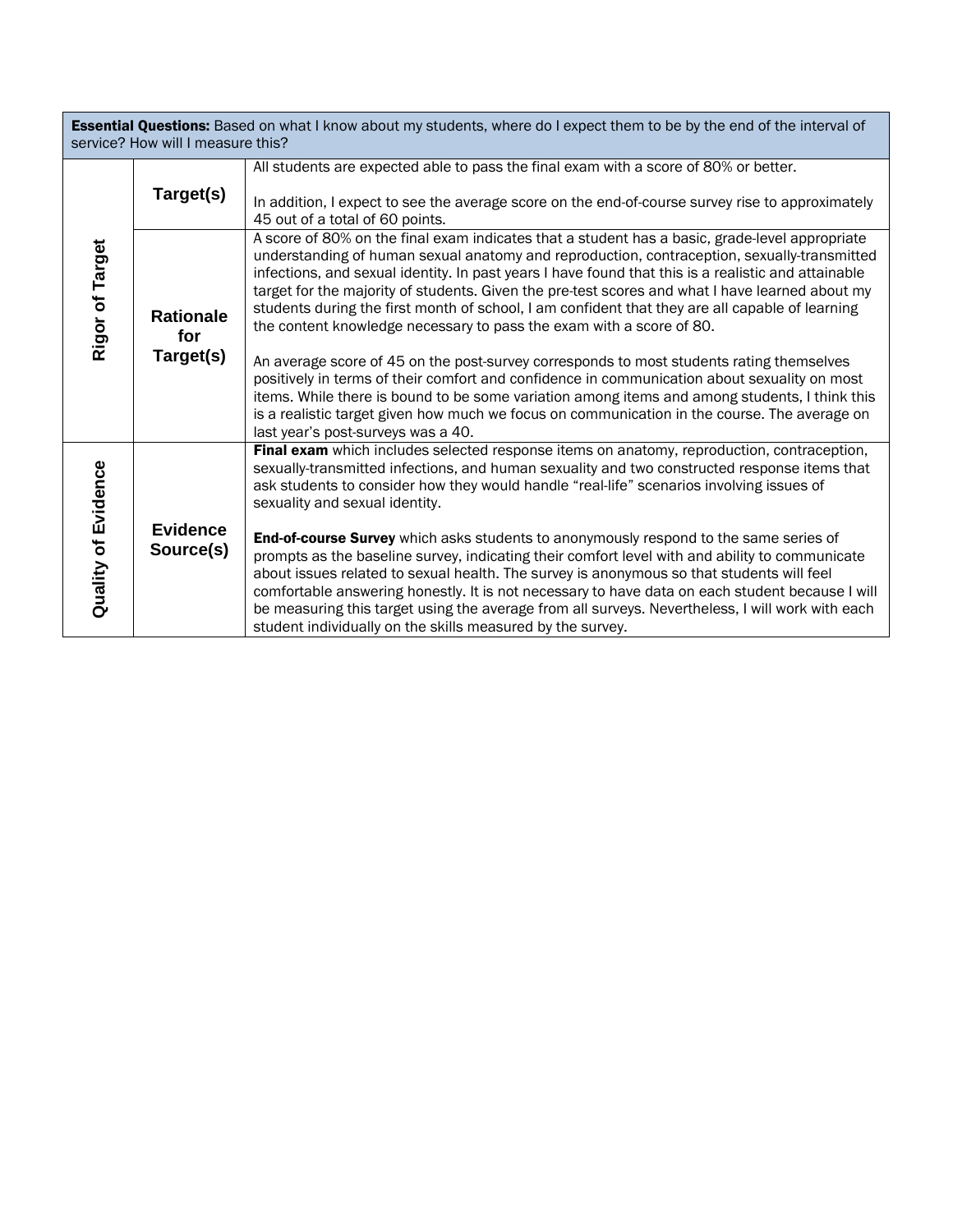| | | |
|---|---|---|
| **Essential Questions:** Based on what I know about my students, where do I expect them to be by the end of the interval of service? How will I measure this? | | |
| **Rigor of Target** | **Target(s)** | All students are expected able to pass the final exam with a score of 80% or better.<br><br>In addition, I expect to see the average score on the end-of-course survey rise to approximately 45 out of a total of 60 points. |
| | **Rationale for Target(s)** | A score of 80% on the final exam indicates that a student has a basic, grade-level appropriate understanding of human sexual anatomy and reproduction, contraception, sexually-transmitted infections, and sexual identity. In past years I have found that this is a realistic and attainable target for the majority of students. Given the pre-test scores and what I have learned about my students during the first month of school, I am confident that they are all capable of learning the content knowledge necessary to pass the exam with a score of 80.<br><br>An average score of 45 on the post-survey corresponds to most students rating themselves positively in terms of their comfort and confidence in communication about sexuality on most items. While there is bound to be some variation among items and among students, I think this is a realistic target given how much we focus on communication in the course. The average on last year's post-surveys was a 40. |
| **Quality of Evidence** | **Evidence Source(s)** | **Final exam** which includes selected response items on anatomy, reproduction, contraception, sexually-transmitted infections, and human sexuality and two constructed response items that ask students to consider how they would handle "real-life" scenarios involving issues of sexuality and sexual identity.<br><br>**End-of-course Survey** which asks students to anonymously respond to the same series of prompts as the baseline survey, indicating their comfort level with and ability to communicate about issues related to sexual health. The survey is anonymous so that students will feel comfortable answering honestly. It is not necessary to have data on each student because I will be measuring this target using the average from all surveys. Nevertheless, I will work with each student individually on the skills measured by the survey. |